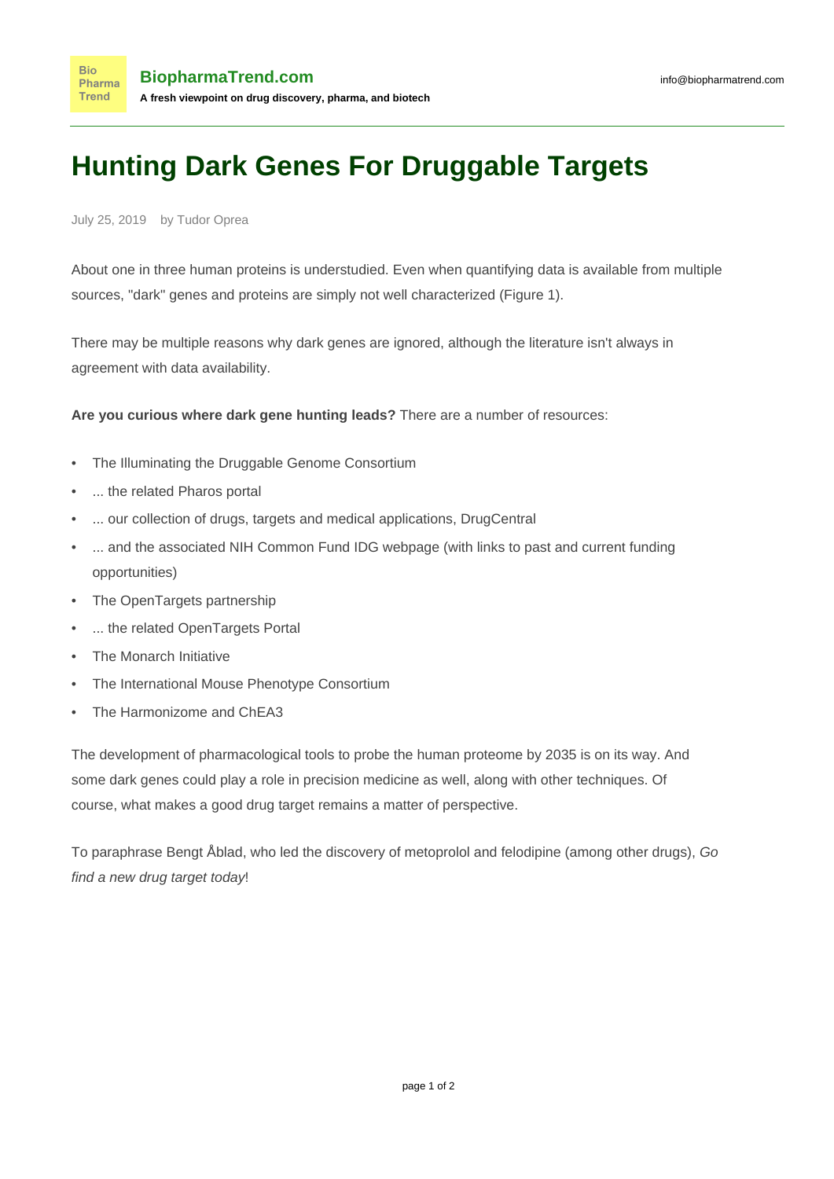# Hunting Dark Genes For Druggable Targets

July 25, 2019 by Tudor Oprea

About one in three human proteins is understudied. Even when quantifying data is available from multiple sources, "dark" genes and proteins are simply not well characterized (Figure 1).

There may be multiple reasons why dark genes are ignored, although the literature isn't always in agreement with data availability.

**Are you curious where dark gene hunting leads?** There are a number of resources:

- The Illuminating the Druggable Genome Consortium
- ... the related Pharos portal
- ... our collection of drugs, targets and medical applications, DrugCentral
- ... and the associated NIH Common Fund IDG webpage (with links to past and current funding opportunities)
- The OpenTargets partnership
- ... the related OpenTargets Portal
- The Monarch Initiative
- The International Mouse Phenotype Consortium
- The Harmonizome and ChEA3

The development of pharmacological tools to probe the human proteome by 2035 is on its way. And some dark genes could play a role in precision medicine as well, along with other techniques. Of course, what makes a good drug target remains a matter of perspective.

To paraphrase Bengt Åblad, who led the discovery of metoprolol and felodipine (among other drugs), *Go find a new drug target today*!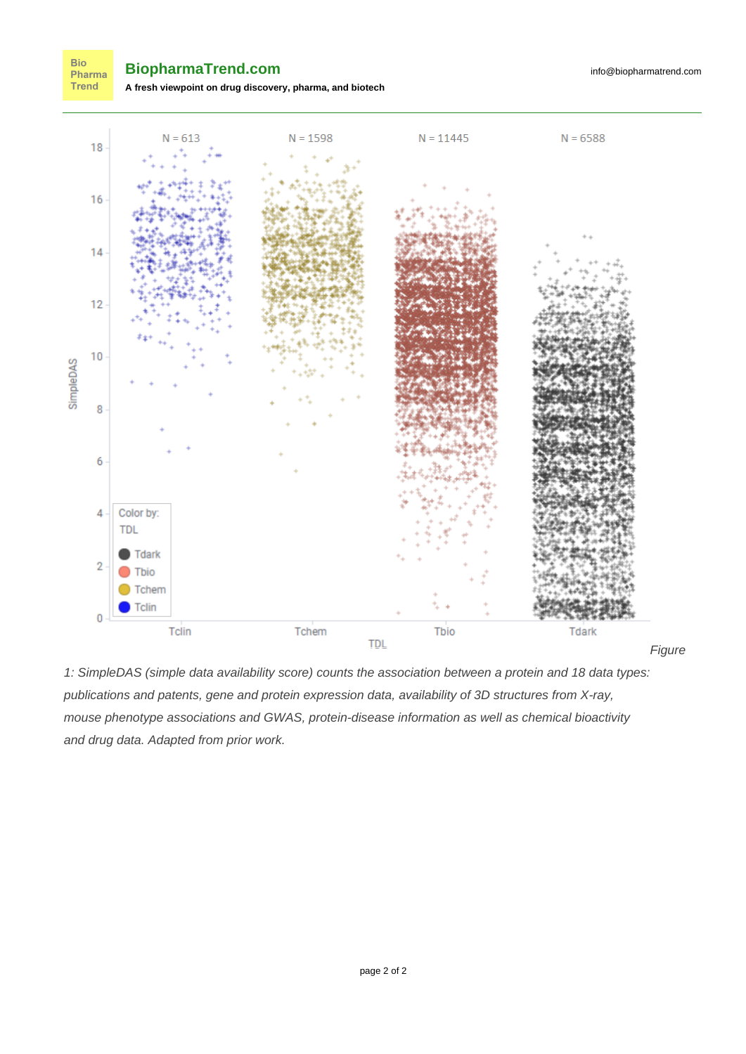N = 613
N = 1598
N = 11445
N = 6588

SimpleDAS

18
16
14
12
10
8
6
4
2
0

Color by:
TDL
Tdark
Tbio
Tchem
Tclin

Tclin
Tchem
Tbio
Tdark

TDL

*Figure 1: SimpleDAS (simple data availability score) counts the association between a protein and 18 data types: publications and patents, gene and protein expression data, availability of 3D structures from X-ray, mouse phenotype associations and GWAS, protein-disease information as well as chemical bioactivity and drug data. Adapted from prior work.*